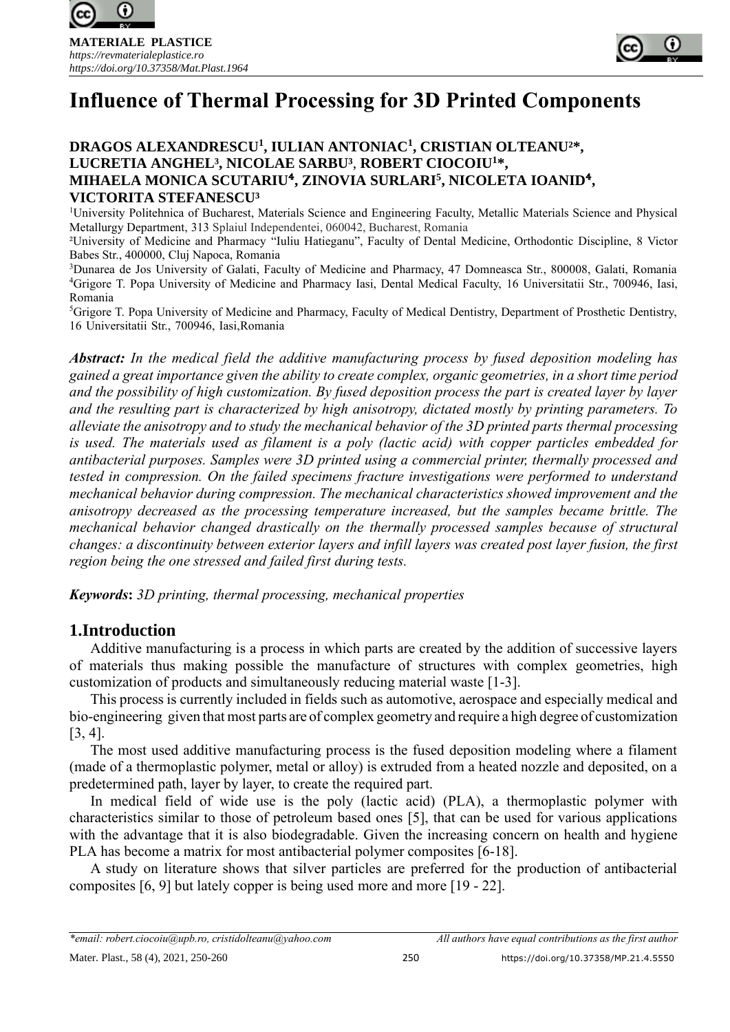# Influence of Thermal Processing for 3D Printed Components

**DRAGOS ALEXANDRESCU[1], IULIAN ANTONIAC[1], CRISTIAN OLTEANU[2]*, LUCRETIA ANGHEL[3], NICOLAE SARBU[3], ROBERT CIOCOIU[1]*, MIHAELA MONICA SCUTARIU[4], ZINOVIA SURLARI[5], NICOLETA IOANID[4], VICTORITA STEFANESCU[3]**

[1]University Politehnica of Bucharest, Materials Science and Engineering Faculty, Metallic Materials Science and Physical Metallurgy Department, 313 Splaiul Independentei, 060042, Bucharest, Romania

[2]University of Medicine and Pharmacy "Iuliu Hatieganu", Faculty of Dental Medicine, Orthodontic Discipline, 8 Victor Babes Str., 400000, Cluj Napoca, Romania

[3]Dunarea de Jos University of Galati, Faculty of Medicine and Pharmacy, 47 Domneasca Str., 800008, Galati, Romania

[4]Grigore T. Popa University of Medicine and Pharmacy Iasi, Dental Medical Faculty, 16 Universitatii Str., 700946, Iasi, Romania

[5]Grigore T. Popa University of Medicine and Pharmacy, Faculty of Medical Dentistry, Department of Prosthetic Dentistry, 16 Universitatii Str., 700946, Iasi,Romania

***Abstract:*** *In the medical field the additive manufacturing process by fused deposition modeling has gained a great importance given the ability to create complex, organic geometries, in a short time period and the possibility of high customization. By fused deposition process the part is created layer by layer and the resulting part is characterized by high anisotropy, dictated mostly by printing parameters. To alleviate the anisotropy and to study the mechanical behavior of the 3D printed parts thermal processing is used. The materials used as filament is a poly (lactic acid) with copper particles embedded for antibacterial purposes. Samples were 3D printed using a commercial printer, thermally processed and tested in compression. On the failed specimens fracture investigations were performed to understand mechanical behavior during compression. The mechanical characteristics showed improvement and the anisotropy decreased as the processing temperature increased, but the samples became brittle. The mechanical behavior changed drastically on the thermally processed samples because of structural changes: a discontinuity between exterior layers and infill layers was created post layer fusion, the first region being the one stressed and failed first during tests.*

***Keywords*****:** *3D printing, thermal processing, mechanical properties*

## 1.Introduction

Additive manufacturing is a process in which parts are created by the addition of successive layers of materials thus making possible the manufacture of structures with complex geometries, high customization of products and simultaneously reducing material waste [1-3].

This process is currently included in fields such as automotive, aerospace and especially medical and bio-engineering given that most parts are of complex geometry and require a high degree of customization [3, 4].

The most used additive manufacturing process is the fused deposition modeling where a filament (made of a thermoplastic polymer, metal or alloy) is extruded from a heated nozzle and deposited, on a predetermined path, layer by layer, to create the required part.

In medical field of wide use is the poly (lactic acid) (PLA), a thermoplastic polymer with characteristics similar to those of petroleum based ones [5], that can be used for various applications with the advantage that it is also biodegradable. Given the increasing concern on health and hygiene PLA has become a matrix for most antibacterial polymer composites [6-18].

A study on literature shows that silver particles are preferred for the production of antibacterial composites [6, 9] but lately copper is being used more and more [19 - 22].

*\*email: robert.ciocoiu@upb.ro, cristidolteanu@yahoo.com* *All authors have equal contributions as the first author*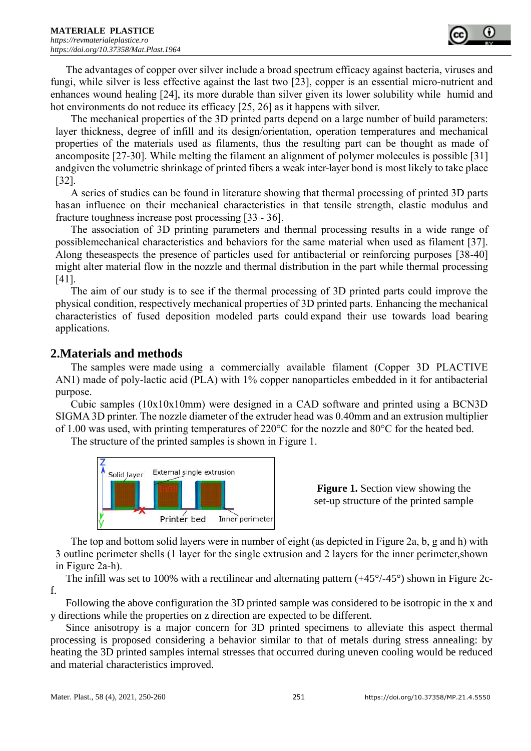The advantages of copper over silver include a broad spectrum efficacy against bacteria, viruses and fungi, while silver is less effective against the last two [23], copper is an essential micro-nutrient and enhances wound healing [24], its more durable than silver given its lower solubility while humid and hot environments do not reduce its efficacy [25, 26] as it happens with silver.

The mechanical properties of the 3D printed parts depend on a large number of build parameters: layer thickness, degree of infill and its design/orientation, operation temperatures and mechanical properties of the materials used as filaments, thus the resulting part can be thought as made of ancomposite [27-30]. While melting the filament an alignment of polymer molecules is possible [31] andgiven the volumetric shrinkage of printed fibers a weak inter-layer bond is most likely to take place [32].

A series of studies can be found in literature showing that thermal processing of printed 3D parts hasan influence on their mechanical characteristics in that tensile strength, elastic modulus and fracture toughness increase post processing [33 - 36].

The association of 3D printing parameters and thermal processing results in a wide range of possiblemechanical characteristics and behaviors for the same material when used as filament [37]. Along theseaspects the presence of particles used for antibacterial or reinforcing purposes [38-40] might alter material flow in the nozzle and thermal distribution in the part while thermal processing [41].

The aim of our study is to see if the thermal processing of 3D printed parts could improve the physical condition, respectively mechanical properties of 3D printed parts. Enhancing the mechanical characteristics of fused deposition modeled parts could expand their use towards load bearing applications.

## 2.Materials and methods

The samples were made using a commercially available filament (Copper 3D PLACTIVE AN1) made of poly-lactic acid (PLA) with 1% copper nanoparticles embedded in it for antibacterial purpose.

Cubic samples (10x10x10mm) were designed in a CAD software and printed using a BCN3D SIGMA 3D printer. The nozzle diameter of the extruder head was 0.40mm and an extrusion multiplier of 1.00 was used, with printing temperatures of 220°C for the nozzle and 80°C for the heated bed.

The structure of the printed samples is shown in Figure 1.

**Figure 1.** Section view showing the set-up structure of the printed sample

The top and bottom solid layers were in number of eight (as depicted in Figure 2a, b, g and h) with 3 outline perimeter shells (1 layer for the single extrusion and 2 layers for the inner perimeter,shown in Figure 2a-h).

The infill was set to 100% with a rectilinear and alternating pattern (+45°/-45°) shown in Figure 2c-f.

Following the above configuration the 3D printed sample was considered to be isotropic in the x and y directions while the properties on z direction are expected to be different.

Since anisotropy is a major concern for 3D printed specimens to alleviate this aspect thermal processing is proposed considering a behavior similar to that of metals during stress annealing: by heating the 3D printed samples internal stresses that occurred during uneven cooling would be reduced and material characteristics improved.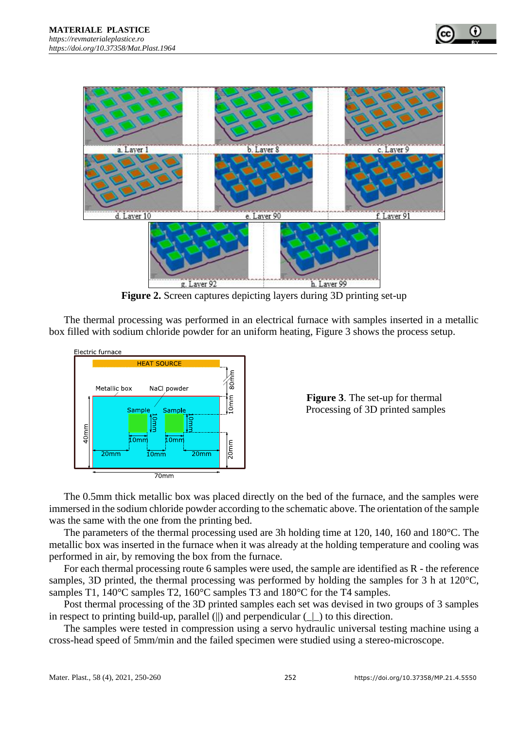Figure 2. Screen captures depicting layers during 3D printing set-up

The thermal processing was performed in an electrical furnace with samples inserted in a metallic box filled with sodium chloride powder for an uniform heating, Figure 3 shows the process setup.

**Figure 3**. The set-up for thermal Processing of 3D printed samples

The 0.5mm thick metallic box was placed directly on the bed of the furnace, and the samples were immersed in the sodium chloride powder according to the schematic above. The orientation of the sample was the same with the one from the printing bed.

The parameters of the thermal processing used are 3h holding time at 120, 140, 160 and 180°C. The metallic box was inserted in the furnace when it was already at the holding temperature and cooling was performed in air, by removing the box from the furnace.

For each thermal processing route 6 samples were used, the sample are identified as R - the reference samples, 3D printed, the thermal processing was performed by holding the samples for 3 h at 120°C, samples T1, 140°C samples T2, 160°C samples T3 and 180°C for the T4 samples.

Post thermal processing of the 3D printed samples each set was devised in two groups of 3 samples in respect to printing build-up, parallel (||) and perpendicular (_|_) to this direction.

The samples were tested in compression using a servo hydraulic universal testing machine using a cross-head speed of 5mm/min and the failed specimen were studied using a stereo-microscope.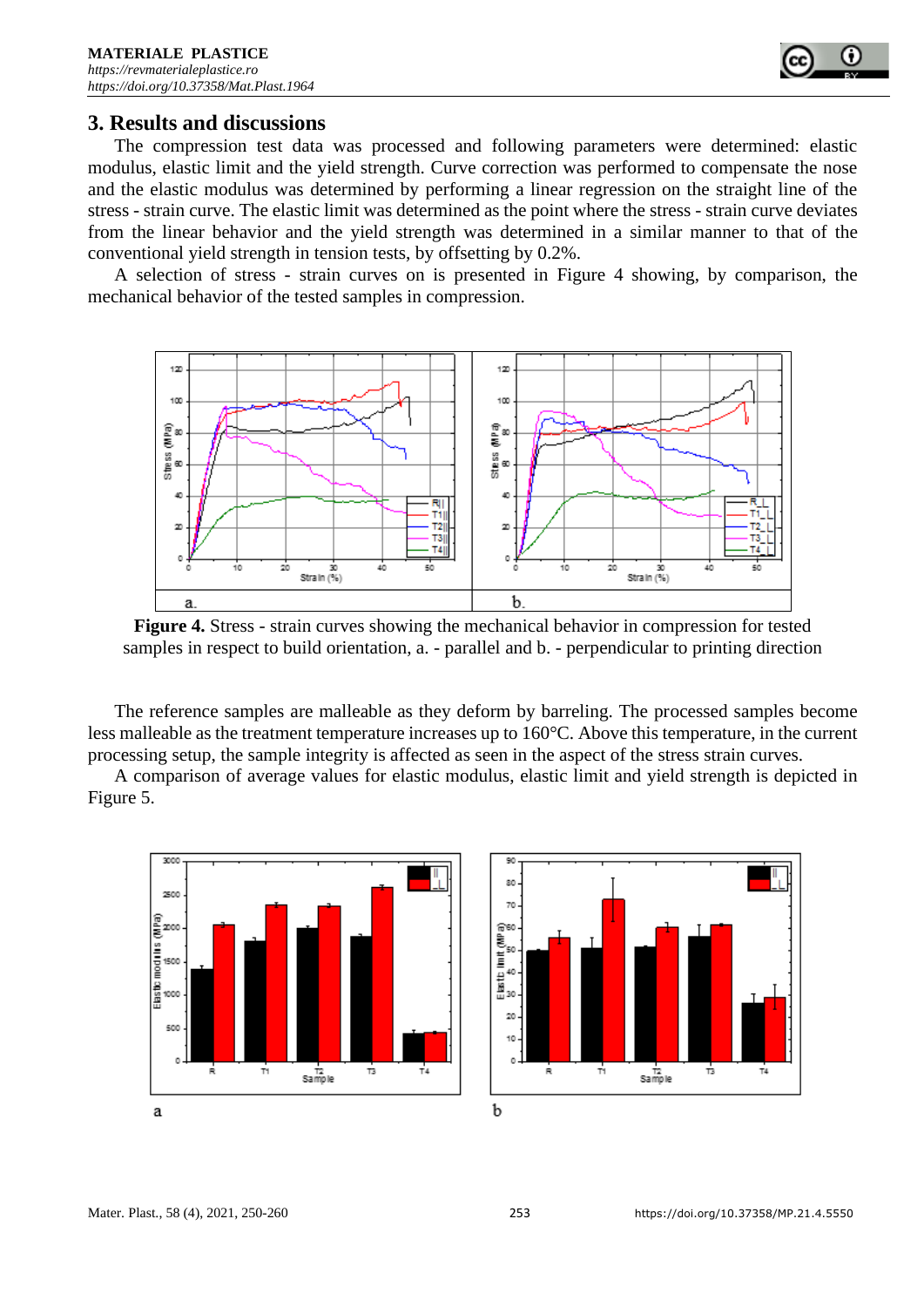## 3. Results and discussions

The compression test data was processed and following parameters were determined: elastic modulus, elastic limit and the yield strength. Curve correction was performed to compensate the nose and the elastic modulus was determined by performing a linear regression on the straight line of the stress - strain curve. The elastic limit was determined as the point where the stress - strain curve deviates from the linear behavior and the yield strength was determined in a similar manner to that of the conventional yield strength in tension tests, by offsetting by 0.2%.

A selection of stress - strain curves on is presented in Figure 4 showing, by comparison, the mechanical behavior of the tested samples in compression.

**Figure 4.** Stress - strain curves showing the mechanical behavior in compression for tested samples in respect to build orientation, a. - parallel and b. - perpendicular to printing direction

The reference samples are malleable as they deform by barreling. The processed samples become less malleable as the treatment temperature increases up to 160°C. Above this temperature, in the current processing setup, the sample integrity is affected as seen in the aspect of the stress strain curves.

A comparison of average values for elastic modulus, elastic limit and yield strength is depicted in Figure 5.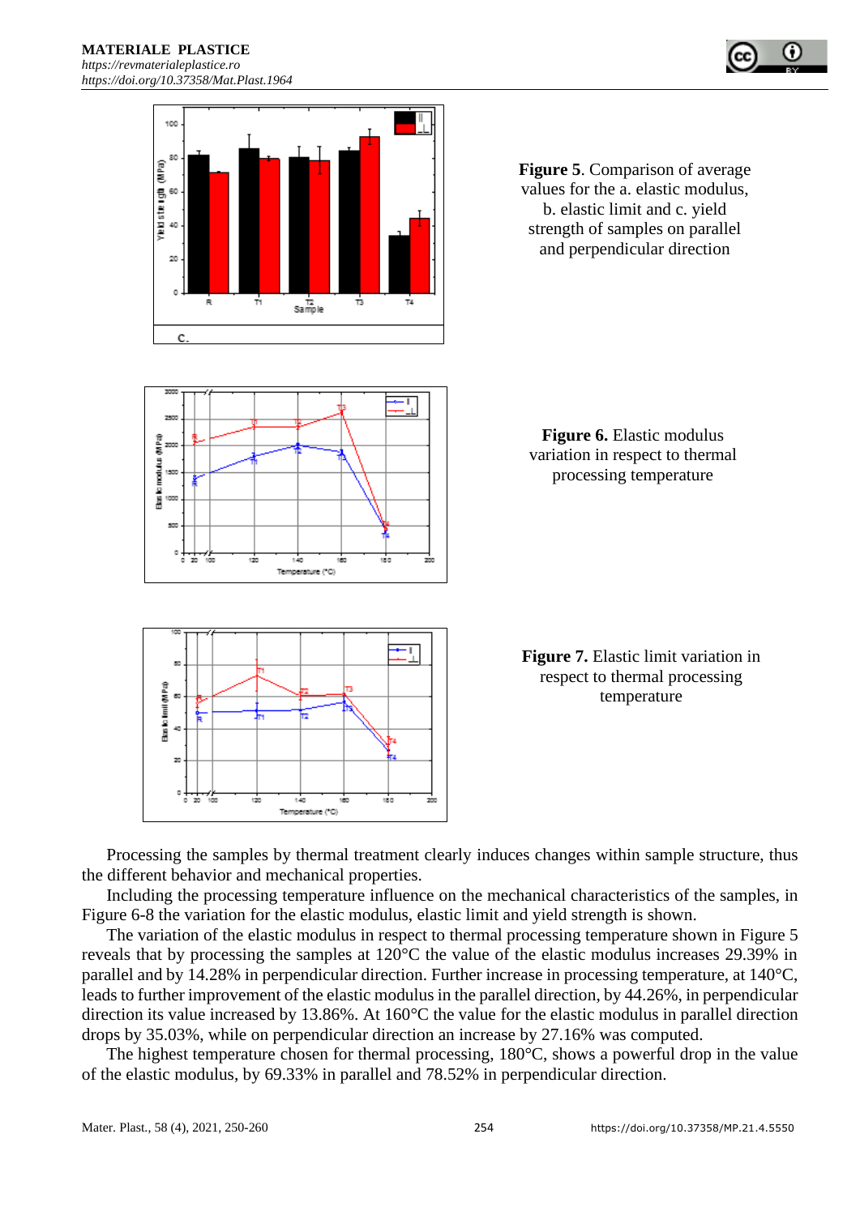**Figure 5**. Comparison of average values for the a. elastic modulus, b. elastic limit and c. yield strength of samples on parallel and perpendicular direction

**Figure 6.** Elastic modulus variation in respect to thermal processing temperature

**Figure 7.** Elastic limit variation in respect to thermal processing temperature

Processing the samples by thermal treatment clearly induces changes within sample structure, thus the different behavior and mechanical properties.

Including the processing temperature influence on the mechanical characteristics of the samples, in Figure 6-8 the variation for the elastic modulus, elastic limit and yield strength is shown.

The variation of the elastic modulus in respect to thermal processing temperature shown in Figure 5 reveals that by processing the samples at 120°C the value of the elastic modulus increases 29.39% in parallel and by 14.28% in perpendicular direction. Further increase in processing temperature, at 140°C, leads to further improvement of the elastic modulus in the parallel direction, by 44.26%, in perpendicular direction its value increased by 13.86%. At 160°C the value for the elastic modulus in parallel direction drops by 35.03%, while on perpendicular direction an increase by 27.16% was computed.

The highest temperature chosen for thermal processing, 180°C, shows a powerful drop in the value of the elastic modulus, by 69.33% in parallel and 78.52% in perpendicular direction.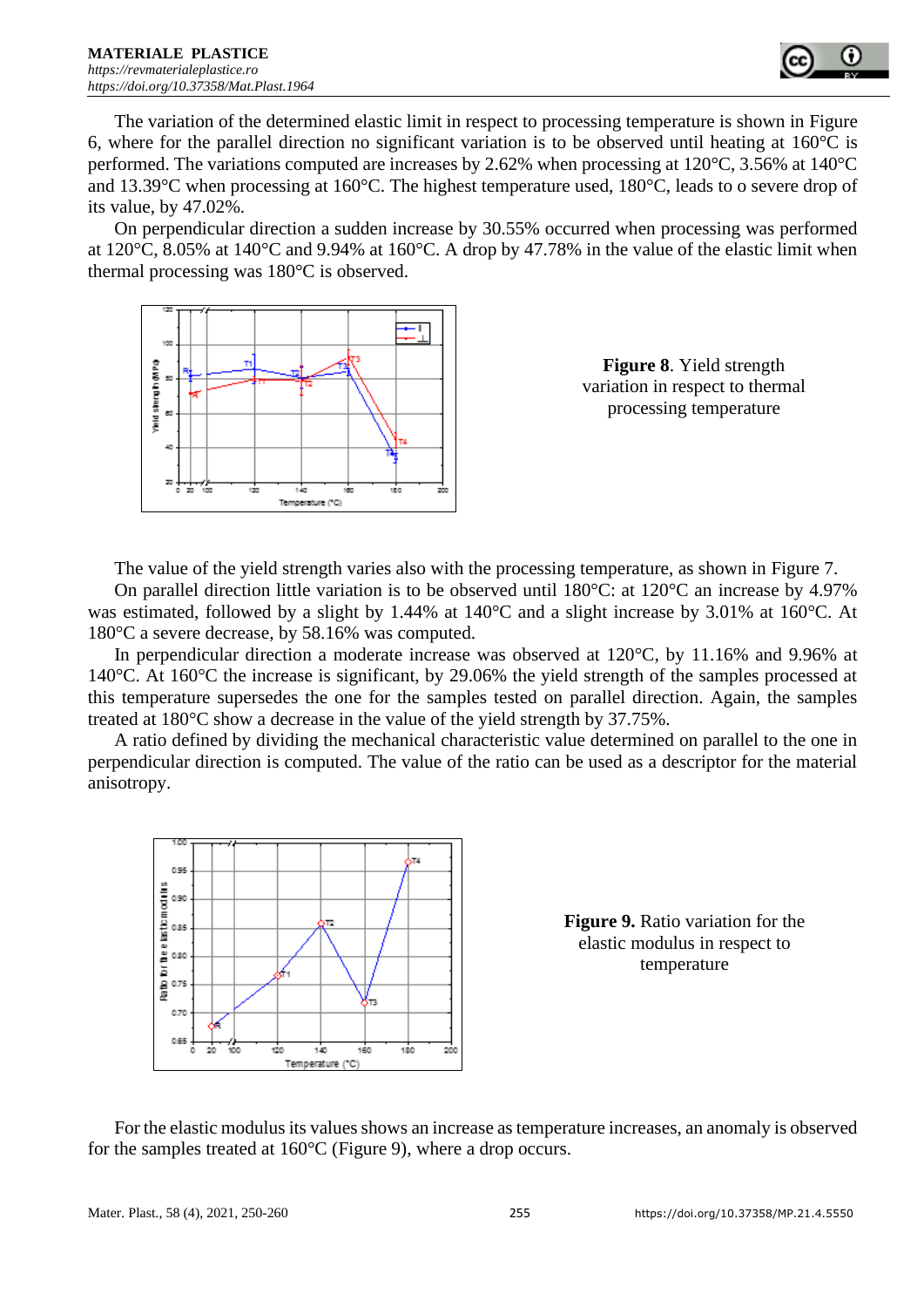The variation of the determined elastic limit in respect to processing temperature is shown in Figure 6, where for the parallel direction no significant variation is to be observed until heating at 160°C is performed. The variations computed are increases by 2.62% when processing at 120°C, 3.56% at 140°C and 13.39°C when processing at 160°C. The highest temperature used, 180°C, leads to o severe drop of its value, by 47.02%.

On perpendicular direction a sudden increase by 30.55% occurred when processing was performed at 120°C, 8.05% at 140°C and 9.94% at 160°C. A drop by 47.78% in the value of the elastic limit when thermal processing was 180°C is observed.

**Figure 8**. Yield strength variation in respect to thermal processing temperature

The value of the yield strength varies also with the processing temperature, as shown in Figure 7.

On parallel direction little variation is to be observed until 180°C: at 120°C an increase by 4.97% was estimated, followed by a slight by 1.44% at 140°C and a slight increase by 3.01% at 160°C. At 180°C a severe decrease, by 58.16% was computed.

In perpendicular direction a moderate increase was observed at 120°C, by 11.16% and 9.96% at 140°C. At 160°C the increase is significant, by 29.06% the yield strength of the samples processed at this temperature supersedes the one for the samples tested on parallel direction. Again, the samples treated at 180°C show a decrease in the value of the yield strength by 37.75%.

A ratio defined by dividing the mechanical characteristic value determined on parallel to the one in perpendicular direction is computed. The value of the ratio can be used as a descriptor for the material anisotropy.

**Figure 9.** Ratio variation for the elastic modulus in respect to temperature

For the elastic modulus its values shows an increase as temperature increases, an anomaly is observed for the samples treated at 160°C (Figure 9), where a drop occurs.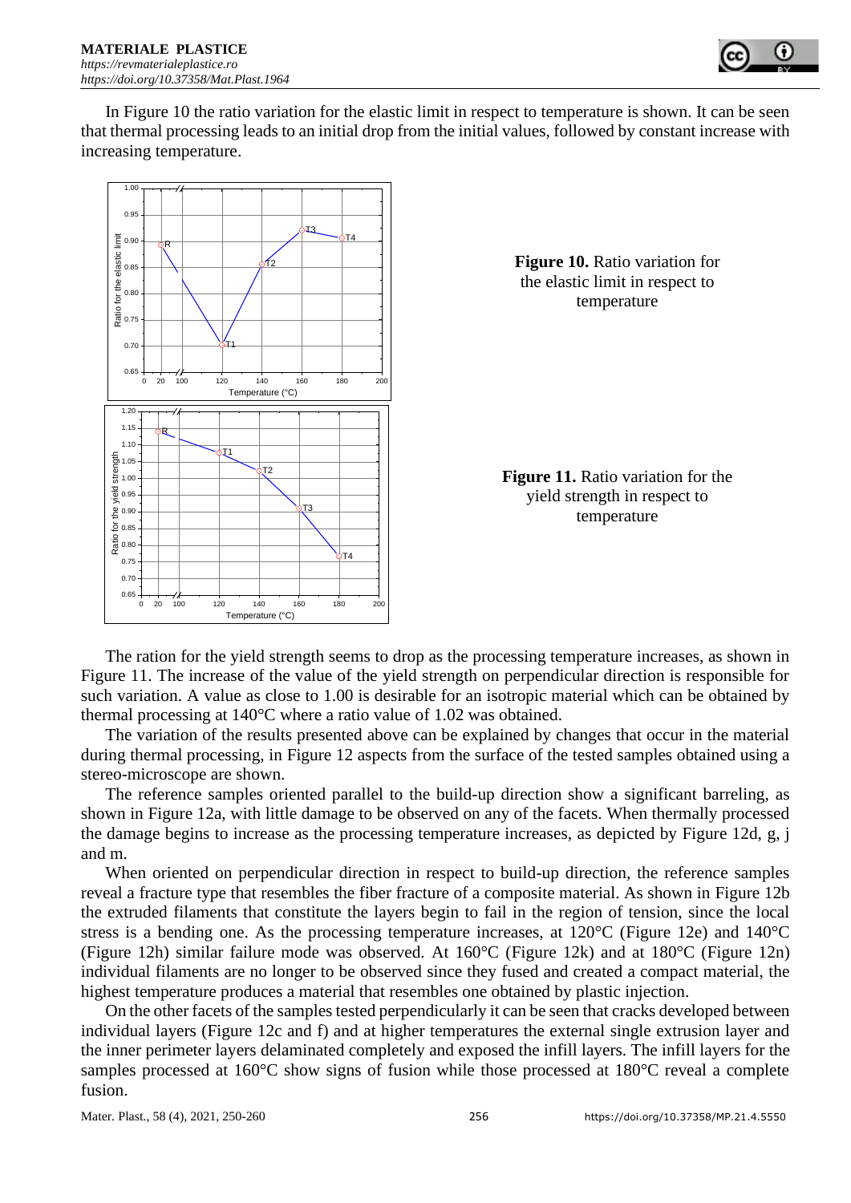In Figure 10 the ratio variation for the elastic limit in respect to temperature is shown. It can be seen that thermal processing leads to an initial drop from the initial values, followed by constant increase with increasing temperature.

**Figure 10.** Ratio variation for the elastic limit in respect to temperature

**Figure 11.** Ratio variation for the yield strength in respect to temperature

The ration for the yield strength seems to drop as the processing temperature increases, as shown in Figure 11. The increase of the value of the yield strength on perpendicular direction is responsible for such variation. A value as close to 1.00 is desirable for an isotropic material which can be obtained by thermal processing at 140°C where a ratio value of 1.02 was obtained.

The variation of the results presented above can be explained by changes that occur in the material during thermal processing, in Figure 12 aspects from the surface of the tested samples obtained using a stereo-microscope are shown.

The reference samples oriented parallel to the build-up direction show a significant barreling, as shown in Figure 12a, with little damage to be observed on any of the facets. When thermally processed the damage begins to increase as the processing temperature increases, as depicted by Figure 12d, g, j and m.

When oriented on perpendicular direction in respect to build-up direction, the reference samples reveal a fracture type that resembles the fiber fracture of a composite material. As shown in Figure 12b the extruded filaments that constitute the layers begin to fail in the region of tension, since the local stress is a bending one. As the processing temperature increases, at 120°C (Figure 12e) and 140°C (Figure 12h) similar failure mode was observed. At 160°C (Figure 12k) and at 180°C (Figure 12n) individual filaments are no longer to be observed since they fused and created a compact material, the highest temperature produces a material that resembles one obtained by plastic injection.

On the other facets of the samples tested perpendicularly it can be seen that cracks developed between individual layers (Figure 12c and f) and at higher temperatures the external single extrusion layer and the inner perimeter layers delaminated completely and exposed the infill layers. The infill layers for the samples processed at 160°C show signs of fusion while those processed at 180°C reveal a complete fusion.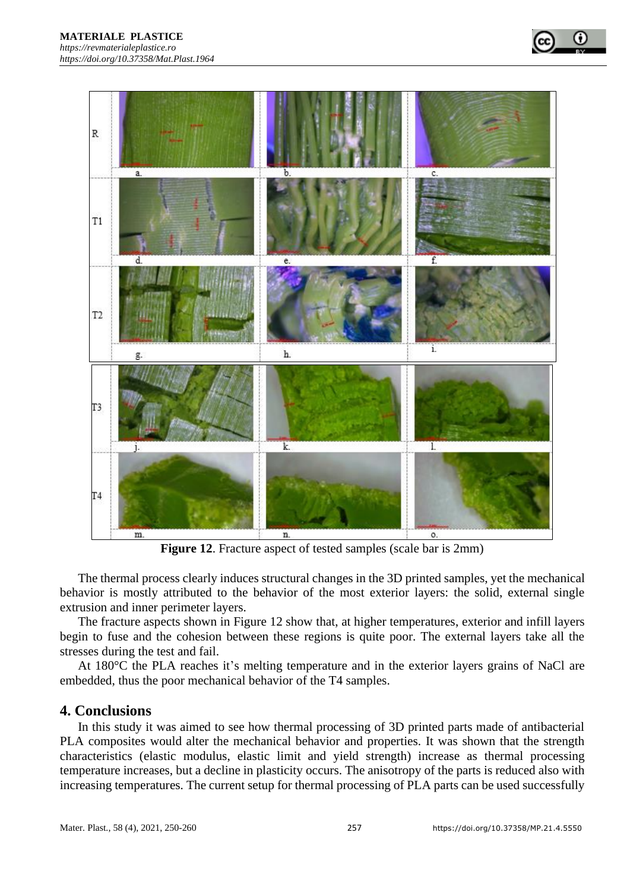**Figure 12**. Fracture aspect of tested samples (scale bar is 2mm)

The thermal process clearly induces structural changes in the 3D printed samples, yet the mechanical behavior is mostly attributed to the behavior of the most exterior layers: the solid, external single extrusion and inner perimeter layers.

The fracture aspects shown in Figure 12 show that, at higher temperatures, exterior and infill layers begin to fuse and the cohesion between these regions is quite poor. The external layers take all the stresses during the test and fail.

At 180°C the PLA reaches it's melting temperature and in the exterior layers grains of NaCl are embedded, thus the poor mechanical behavior of the T4 samples.

## 4. Conclusions

In this study it was aimed to see how thermal processing of 3D printed parts made of antibacterial PLA composites would alter the mechanical behavior and properties. It was shown that the strength characteristics (elastic modulus, elastic limit and yield strength) increase as thermal processing temperature increases, but a decline in plasticity occurs. The anisotropy of the parts is reduced also with increasing temperatures. The current setup for thermal processing of PLA parts can be used successfully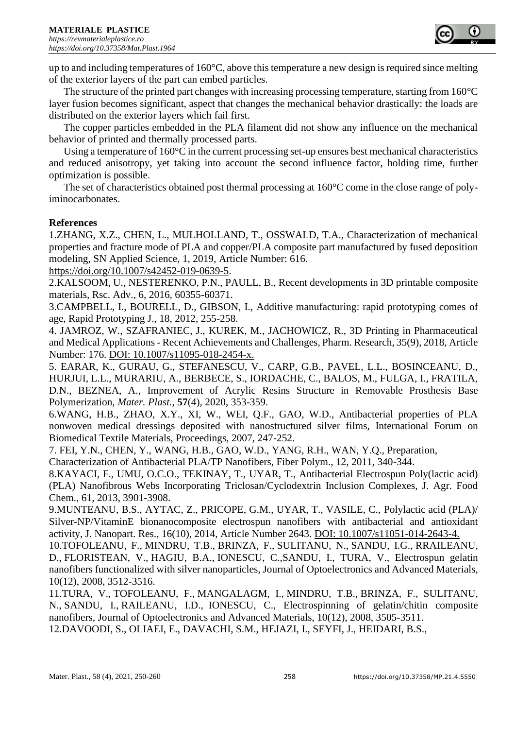up to and including temperatures of 160°C, above this temperature a new design is required since melting of the exterior layers of the part can embed particles.

The structure of the printed part changes with increasing processing temperature, starting from 160°C layer fusion becomes significant, aspect that changes the mechanical behavior drastically: the loads are distributed on the exterior layers which fail first.

The copper particles embedded in the PLA filament did not show any influence on the mechanical behavior of printed and thermally processed parts.

Using a temperature of 160°C in the current processing set-up ensures best mechanical characteristics and reduced anisotropy, yet taking into account the second influence factor, holding time, further optimization is possible.

The set of characteristics obtained post thermal processing at 160°C come in the close range of poly-iminocarbonates.

**References**

1.ZHANG, X.Z., CHEN, L., MULHOLLAND, T., OSSWALD, T.A., Characterization of mechanical properties and fracture mode of PLA and copper/PLA composite part manufactured by fused deposition modeling, SN Applied Science, 1, 2019, Article Number: 616. https://doi.org/10.1007/s42452-019-0639-5.

2.KALSOOM, U., NESTERENKO, P.N., PAULL, B., Recent developments in 3D printable composite materials, Rsc. Adv., 6, 2016, 60355-60371.

3.CAMPBELL, I., BOURELL, D., GIBSON, I., Additive manufacturing: rapid prototyping comes of age, Rapid Prototyping J., 18, 2012, 255-258.

4. JAMROZ, W., SZAFRANIEC, J., KUREK, M., JACHOWICZ, R., 3D Printing in Pharmaceutical and Medical Applications - Recent Achievements and Challenges, Pharm. Research, 35(9), 2018, Article Number: 176. DOI: 10.1007/s11095-018-2454-x.

5. EARAR, K., GURAU, G., STEFANESCU, V., CARP, G.B., PAVEL, L.L., BOSINCEANU, D., HURJUI, L.L., MURARIU, A., BERBECE, S., IORDACHE, C., BALOS, M., FULGA, I., FRATILA, D.N., BEZNEA, A., Improvement of Acrylic Resins Structure in Removable Prosthesis Base Polymerization, *Mater. Plast.,* **57**(4), 2020, 353-359.

6.WANG, H.B., ZHAO, X.Y., XI, W., WEI, Q.F., GAO, W.D., Antibacterial properties of PLA nonwoven medical dressings deposited with nanostructured silver films, International Forum on Biomedical Textile Materials, Proceedings, 2007, 247-252.

7. FEI, Y.N., CHEN, Y., WANG, H.B., GAO, W.D., YANG, R.H., WAN, Y.Q., Preparation, Characterization of Antibacterial PLA/TP Nanofibers, Fiber Polym., 12, 2011, 340-344.

8.KAYACI, F., UMU, O.C.O., TEKINAY, T., UYAR, T., Antibacterial Electrospun Poly(lactic acid) (PLA) Nanofibrous Webs Incorporating Triclosan/Cyclodextrin Inclusion Complexes, J. Agr. Food Chem., 61, 2013, 3901-3908.

9.MUNTEANU, B.S., AYTAC, Z., PRICOPE, G.M., UYAR, T., VASILE, C., Polylactic acid (PLA)/ Silver-NP/VitaminE bionanocomposite electrospun nanofibers with antibacterial and antioxidant activity, J. Nanopart. Res., 16(10), 2014, Article Number 2643. DOI: 10.1007/s11051-014-2643-4.

10.TOFOLEANU, F., MINDRU, T.B., BRINZA, F., SULITANU, N., SANDU, I.G., RRAILEANU, D., FLORISTEAN, V., HAGIU, B.A., IONESCU, C.,SANDU, I., TURA, V., Electrospun gelatin nanofibers functionalized with silver nanoparticles, Journal of Optoelectronics and Advanced Materials, 10(12), 2008, 3512-3516.

11.TURA, V., TOFOLEANU, F., MANGALAGM, I., MINDRU, T.B., BRINZA, F., SULITANU, N., SANDU, I., RAILEANU, I.D., IONESCU, C., Electrospinning of gelatin/chitin composite nanofibers, Journal of Optoelectronics and Advanced Materials, 10(12), 2008, 3505-3511.

12.DAVOODI, S., OLIAEI, E., DAVACHI, S.M., HEJAZI, I., SEYFI, J., HEIDARI, B.S.,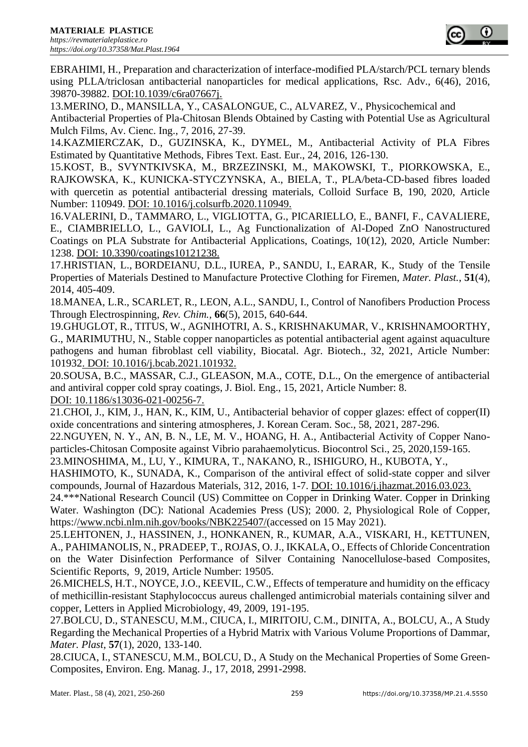EBRAHIMI, H., Preparation and characterization of interface-modified PLA/starch/PCL ternary blends using PLLA/triclosan antibacterial nanoparticles for medical applications, Rsc. Adv., 6(46), 2016, 39870-39882. DOI:10.1039/c6ra07667j.

13.MERINO, D., MANSILLA, Y., CASALONGUE, C., ALVAREZ, V., Physicochemical and Antibacterial Properties of Pla-Chitosan Blends Obtained by Casting with Potential Use as Agricultural Mulch Films, Av. Cienc. Ing., 7, 2016, 27-39.

14.KAZMIERCZAK, D., GUZINSKA, K., DYMEL, M., Antibacterial Activity of PLA Fibres Estimated by Quantitative Methods, Fibres Text. East. Eur., 24, 2016, 126-130.

15.KOST, B., SVYNTKIVSKA, M., BRZEZINSKI, M., MAKOWSKI, T., PIORKOWSKA, E., RAJKOWSKA, K., KUNICKA-STYCZYNSKA, A., BIELA, T., PLA/beta-CD-based fibres loaded with quercetin as potential antibacterial dressing materials, Colloid Surface B, 190, 2020, Article Number: 110949. DOI: 10.1016/j.colsurfb.2020.110949.

16.VALERINI, D., TAMMARO, L., VIGLIOTTA, G., PICARIELLO, E., BANFI, F., CAVALIERE, E., CIAMBRIELLO, L., GAVIOLI, L., Ag Functionalization of Al-Doped ZnO Nanostructured Coatings on PLA Substrate for Antibacterial Applications, Coatings, 10(12), 2020, Article Number: 1238. DOI: 10.3390/coatings10121238.

17.HRISTIAN, L., BORDEIANU, D.L., IUREA, P., SANDU, I., EARAR, K., Study of the Tensile Properties of Materials Destined to Manufacture Protective Clothing for Firemen, *Mater. Plast.*, **51**(4), 2014, 405-409.

18.MANEA, L.R., SCARLET, R., LEON, A.L., SANDU, I., Control of Nanofibers Production Process Through Electrospinning, *Rev. Chim.*, **66**(5), 2015, 640-644.

19.GHUGLOT, R., TITUS, W., AGNIHOTRI, A. S., KRISHNAKUMAR, V., KRISHNAMOORTHY, G., MARIMUTHU, N., Stable copper nanoparticles as potential antibacterial agent against aquaculture pathogens and human fibroblast cell viability, Biocatal. Agr. Biotech., 32, 2021, Article Number: 101932. DOI: 10.1016/j.bcab.2021.101932.

20.SOUSA, B.C., MASSAR, C.J., GLEASON, M.A., COTE, D.L., On the emergence of antibacterial and antiviral copper cold spray coatings, J. Biol. Eng., 15, 2021, Article Number: 8. DOI: 10.1186/s13036-021-00256-7.

21.CHOI, J., KIM, J., HAN, K., KIM, U., Antibacterial behavior of copper glazes: effect of copper(II) oxide concentrations and sintering atmospheres, J. Korean Ceram. Soc., 58, 2021, 287-296.

22.NGUYEN, N. Y., AN, B. N., LE, M. V., HOANG, H. A., Antibacterial Activity of Copper Nano-particles-Chitosan Composite against Vibrio parahaemolyticus. Biocontrol Sci., 25, 2020,159-165.

23.MINOSHIMA, M., LU, Y., KIMURA, T., NAKANO, R., ISHIGURO, H., KUBOTA, Y., HASHIMOTO, K., SUNADA, K., Comparison of the antiviral effect of solid-state copper and silver compounds, Journal of Hazardous Materials, 312, 2016, 1-7. DOI: 10.1016/j.jhazmat.2016.03.023.

24.***National Research Council (US) Committee on Copper in Drinking Water. Copper in Drinking Water. Washington (DC): National Academies Press (US); 2000. 2, Physiological Role of Copper, https://www.ncbi.nlm.nih.gov/books/NBK225407/(accessed on 15 May 2021).

25.LEHTONEN, J., HASSINEN, J., HONKANEN, R., KUMAR, A.A., VISKARI, H., KETTUNEN, A., PAHIMANOLIS, N., PRADEEP, T., ROJAS, O. J., IKKALA, O., Effects of Chloride Concentration on the Water Disinfection Performance of Silver Containing Nanocellulose-based Composites, Scientific Reports, 9, 2019, Article Number: 19505.

26.MICHELS, H.T., NOYCE, J.O., KEEVIL, C.W., Effects of temperature and humidity on the efficacy of methicillin-resistant Staphylococcus aureus challenged antimicrobial materials containing silver and copper, Letters in Applied Microbiology, 49, 2009, 191-195.

27.BOLCU, D., STANESCU, M.M., CIUCA, I., MIRITOIU, C.M., DINITA, A., BOLCU, A., A Study Regarding the Mechanical Properties of a Hybrid Matrix with Various Volume Proportions of Dammar, *Mater. Plast*, **57**(1), 2020, 133-140.

28.CIUCA, I., STANESCU, M.M., BOLCU, D., A Study on the Mechanical Properties of Some Green-Composites, Environ. Eng. Manag. J., 17, 2018, 2991-2998.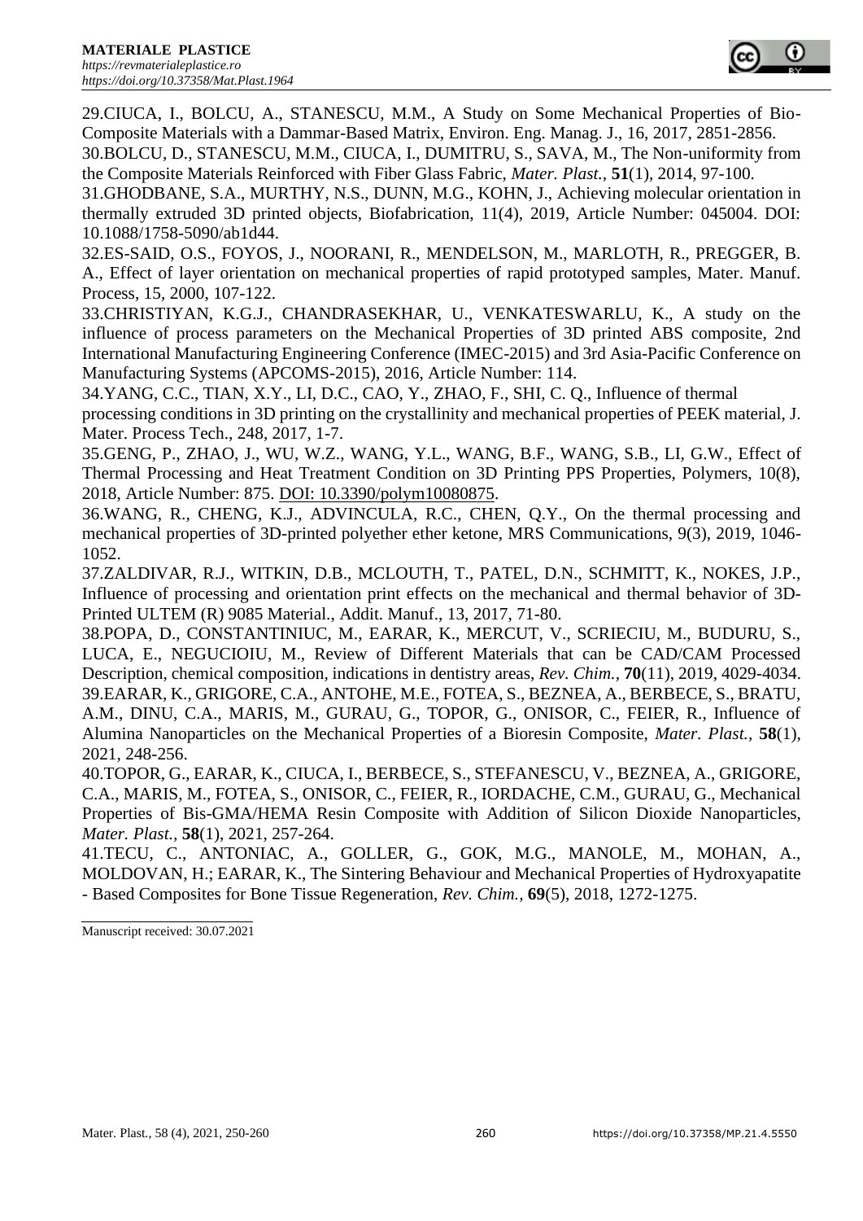29.CIUCA, I., BOLCU, A., STANESCU, M.M., A Study on Some Mechanical Properties of Bio-Composite Materials with a Dammar-Based Matrix, Environ. Eng. Manag. J., 16, 2017, 2851-2856.

30.BOLCU, D., STANESCU, M.M., CIUCA, I., DUMITRU, S., SAVA, M., The Non-uniformity from the Composite Materials Reinforced with Fiber Glass Fabric, *Mater. Plast.*, **51**(1), 2014, 97-100.

31.GHODBANE, S.A., MURTHY, N.S., DUNN, M.G., KOHN, J., Achieving molecular orientation in thermally extruded 3D printed objects, Biofabrication, 11(4), 2019, Article Number: 045004. DOI: 10.1088/1758-5090/ab1d44.

32.ES-SAID, O.S., FOYOS, J., NOORANI, R., MENDELSON, M., MARLOTH, R., PREGGER, B. A., Effect of layer orientation on mechanical properties of rapid prototyped samples, Mater. Manuf. Process, 15, 2000, 107-122.

33.CHRISTIYAN, K.G.J., CHANDRASEKHAR, U., VENKATESWARLU, K., A study on the influence of process parameters on the Mechanical Properties of 3D printed ABS composite, 2nd International Manufacturing Engineering Conference (IMEC-2015) and 3rd Asia-Pacific Conference on Manufacturing Systems (APCOMS-2015), 2016, Article Number: 114.

34.YANG, C.C., TIAN, X.Y., LI, D.C., CAO, Y., ZHAO, F., SHI, C. Q., Influence of thermal processing conditions in 3D printing on the crystallinity and mechanical properties of PEEK material, J. Mater. Process Tech., 248, 2017, 1-7.

35.GENG, P., ZHAO, J., WU, W.Z., WANG, Y.L., WANG, B.F., WANG, S.B., LI, G.W., Effect of Thermal Processing and Heat Treatment Condition on 3D Printing PPS Properties, Polymers, 10(8), 2018, Article Number: 875. DOI: 10.3390/polym10080875.

36.WANG, R., CHENG, K.J., ADVINCULA, R.C., CHEN, Q.Y., On the thermal processing and mechanical properties of 3D-printed polyether ether ketone, MRS Communications, 9(3), 2019, 1046-1052.

37.ZALDIVAR, R.J., WITKIN, D.B., MCLOUTH, T., PATEL, D.N., SCHMITT, K., NOKES, J.P., Influence of processing and orientation print effects on the mechanical and thermal behavior of 3D-Printed ULTEM (R) 9085 Material., Addit. Manuf., 13, 2017, 71-80.

38.POPA, D., CONSTANTINIUC, M., EARAR, K., MERCUT, V., SCRIECIU, M., BUDURU, S., LUCA, E., NEGUCIOIU, M., Review of Different Materials that can be CAD/CAM Processed Description, chemical composition, indications in dentistry areas, *Rev. Chim.*, **70**(11), 2019, 4029-4034.

39.EARAR, K., GRIGORE, C.A., ANTOHE, M.E., FOTEA, S., BEZNEA, A., BERBECE, S., BRATU, A.M., DINU, C.A., MARIS, M., GURAU, G., TOPOR, G., ONISOR, C., FEIER, R., Influence of Alumina Nanoparticles on the Mechanical Properties of a Bioresin Composite, *Mater. Plast.*, **58**(1), 2021, 248-256.

40.TOPOR, G., EARAR, K., CIUCA, I., BERBECE, S., STEFANESCU, V., BEZNEA, A., GRIGORE, C.A., MARIS, M., FOTEA, S., ONISOR, C., FEIER, R., IORDACHE, C.M., GURAU, G., Mechanical Properties of Bis-GMA/HEMA Resin Composite with Addition of Silicon Dioxide Nanoparticles, *Mater. Plast.*, **58**(1), 2021, 257-264.

41.TECU, C., ANTONIAC, A., GOLLER, G., GOK, M.G., MANOLE, M., MOHAN, A., MOLDOVAN, H.; EARAR, K., The Sintering Behaviour and Mechanical Properties of Hydroxyapatite - Based Composites for Bone Tissue Regeneration, *Rev. Chim.*, **69**(5), 2018, 1272-1275.

---

Manuscript received: 30.07.2021